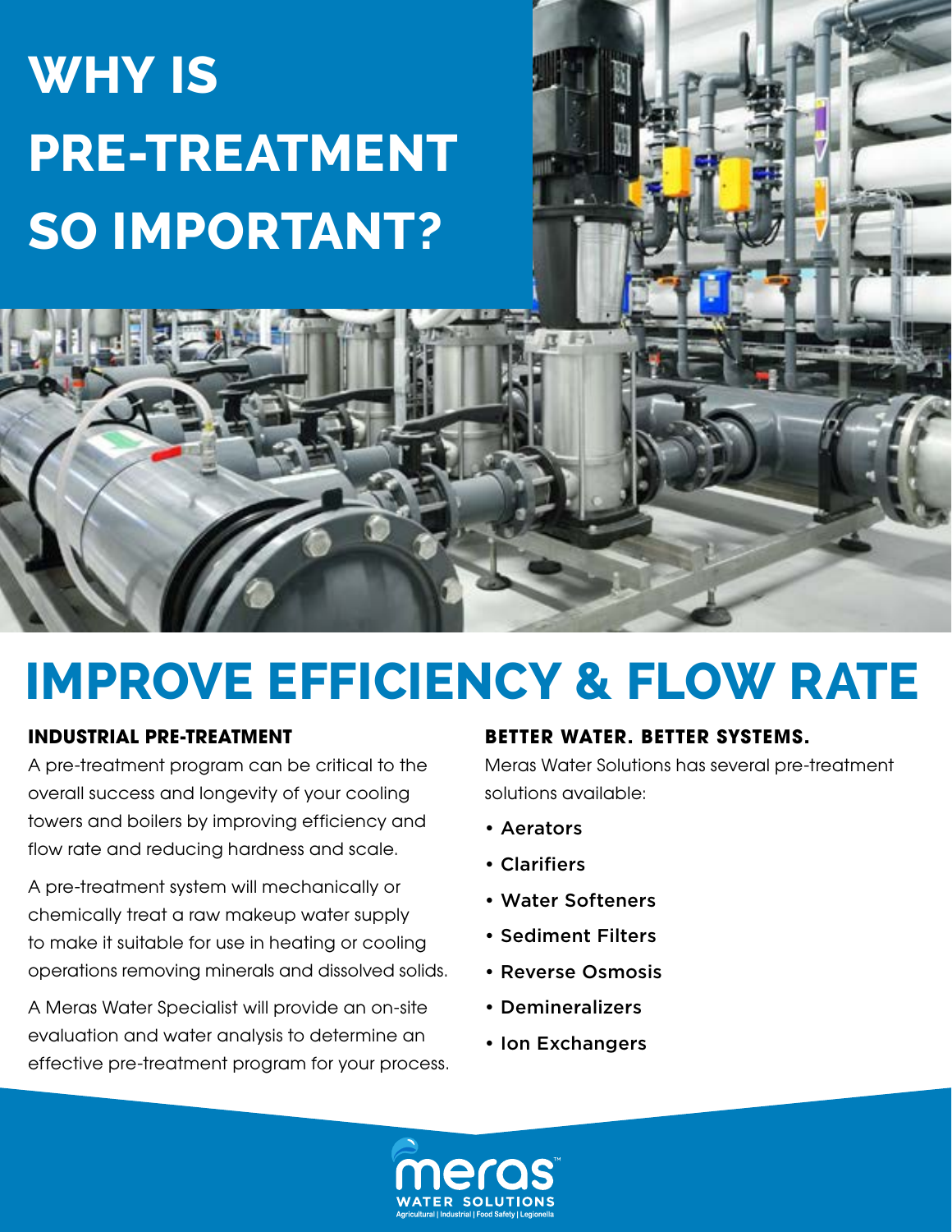# WHY IS PRE-TREATMENT SO IMPORTANT?

## IMPROVE EFFICIENCY & FLOW RATE

### INDUSTRIAL PRE-TREATMENT

A pre-treatment program can be critical to the overall success and longevity of your cooling towers and boilers by improving efficiency and flow rate and reducing hardness and scale.

A pre-treatment system will mechanically or chemically treat a raw makeup water supply to make it suitable for use in heating or cooling operations removing minerals and dissolved solids.

A Meras Water Specialist will provide an on-site evaluation and water analysis to determine an effective pre-treatment program for your process.

### BETTER WATER. BETTER SYSTEMS.

Meras Water Solutions has several pre-treatment solutions available:

- Aerators
- Clarifiers
- Water Softeners
- Sediment Filters
- Reverse Osmosis
- Demineralizers
- Ion Exchangers

meras™
WATER SOLUTIONS
Agricultural | Industrial | Food Safety | Legionella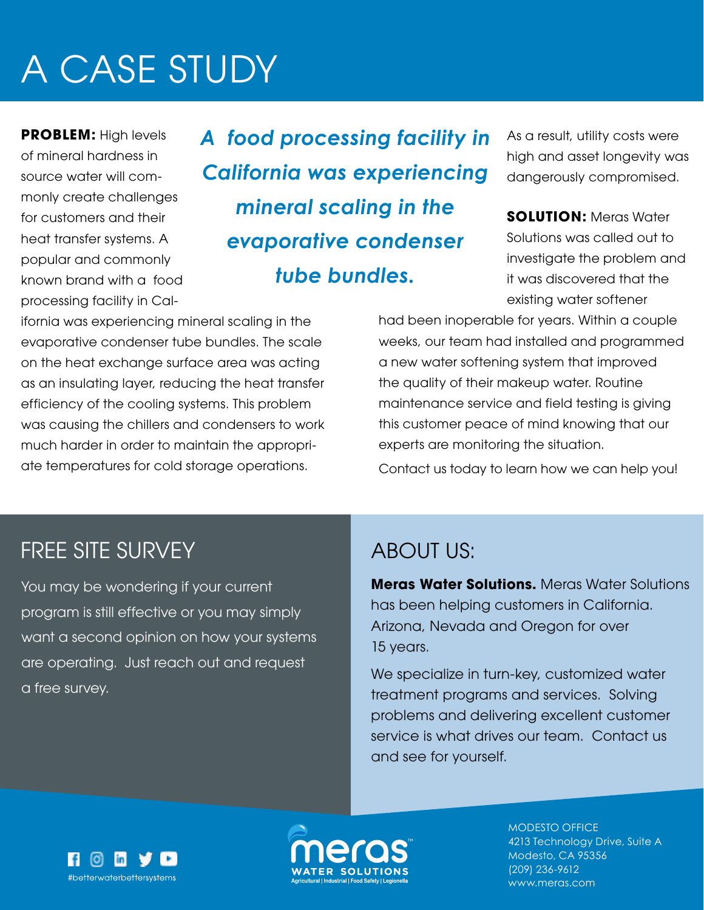# A CASE STUDY

*A food processing facility in California was experiencing mineral scaling in the evaporative condenser tube bundles.*

**PROBLEM:** High levels of mineral hardness in source water will commonly create challenges for customers and their heat transfer systems. A popular and commonly known brand with a food processing facility in California was experiencing mineral scaling in the evaporative condenser tube bundles. The scale on the heat exchange surface area was acting as an insulating layer, reducing the heat transfer efficiency of the cooling systems. This problem was causing the chillers and condensers to work much harder in order to maintain the appropriate temperatures for cold storage operations.

As a result, utility costs were high and asset longevity was dangerously compromised.

**SOLUTION:** Meras Water Solutions was called out to investigate the problem and it was discovered that the existing water softener had been inoperable for years. Within a couple weeks, our team had installed and programmed a new water softening system that improved the quality of their makeup water. Routine maintenance service and field testing is giving this customer peace of mind knowing that our experts are monitoring the situation.

Contact us today to learn how we can help you!

## FREE SITE SURVEY

You may be wondering if your current program is still effective or you may simply want a second opinion on how your systems are operating. Just reach out and request a free survey.

## ABOUT US:

**Meras Water Solutions.** Meras Water Solutions has been helping customers in California. Arizona, Nevada and Oregon for over 15 years.

We specialize in turn-key, customized water treatment programs and services. Solving problems and delivering excellent customer service is what drives our team. Contact us and see for yourself.

#betterwaterbettersystems

meras™
WATER SOLUTIONS
Agricultural | Industrial | Food Safety | Legionella

MODESTO OFFICE
4213 Technology Drive, Suite A
Modesto, CA 95356
(209) 236-9612
www.meras.com